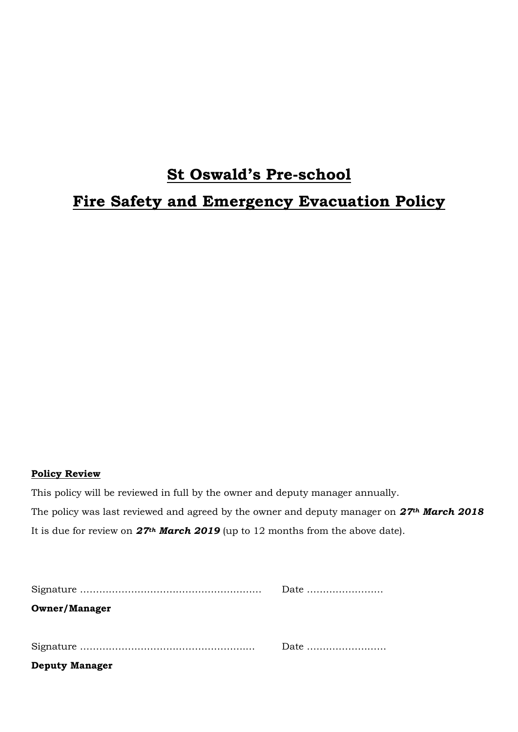# St Oswald's Pre-school

# Fire Safety and Emergency Evacuation Policy

**Policy Review**

This policy will be reviewed in full by the owner and deputy manager annually.

The policy was last reviewed and agreed by the owner and deputy manager on ***27th March 2018***

It is due for review on ***27th March 2019*** (up to 12 months from the above date).

Signature ………………………………………………… Date ……………………

**Owner/Manager**

Signature ……………………………………………… Date ……………………

**Deputy Manager**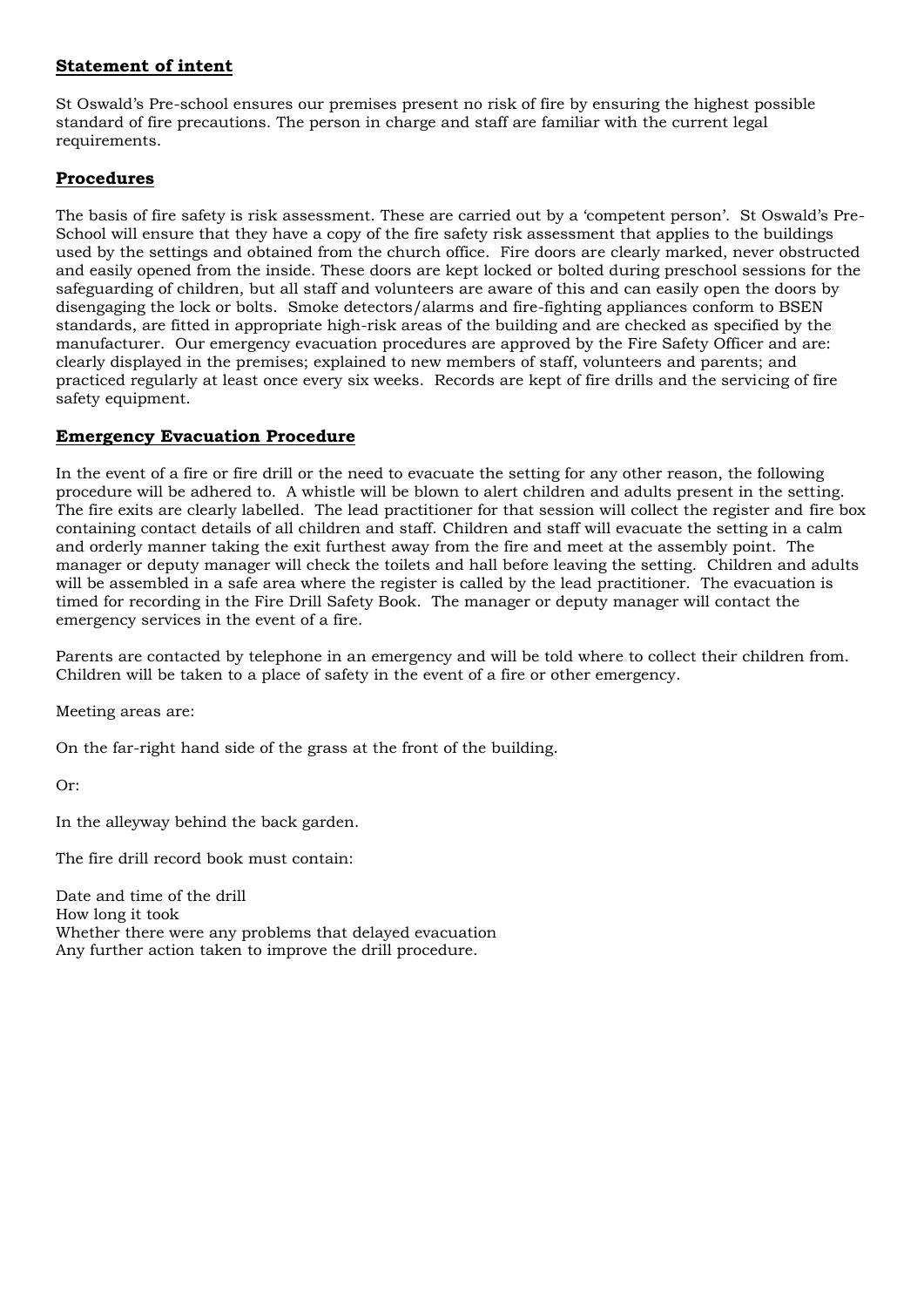## **Statement of intent**

St Oswald's Pre-school ensures our premises present no risk of fire by ensuring the highest possible standard of fire precautions. The person in charge and staff are familiar with the current legal requirements.

## **Procedures**

The basis of fire safety is risk assessment. These are carried out by a 'competent person'. St Oswald's Pre-School will ensure that they have a copy of the fire safety risk assessment that applies to the buildings used by the settings and obtained from the church office. Fire doors are clearly marked, never obstructed and easily opened from the inside. These doors are kept locked or bolted during preschool sessions for the safeguarding of children, but all staff and volunteers are aware of this and can easily open the doors by disengaging the lock or bolts. Smoke detectors/alarms and fire-fighting appliances conform to BSEN standards, are fitted in appropriate high-risk areas of the building and are checked as specified by the manufacturer. Our emergency evacuation procedures are approved by the Fire Safety Officer and are: clearly displayed in the premises; explained to new members of staff, volunteers and parents; and practiced regularly at least once every six weeks. Records are kept of fire drills and the servicing of fire safety equipment.

## **Emergency Evacuation Procedure**

In the event of a fire or fire drill or the need to evacuate the setting for any other reason, the following procedure will be adhered to. A whistle will be blown to alert children and adults present in the setting. The fire exits are clearly labelled. The lead practitioner for that session will collect the register and fire box containing contact details of all children and staff. Children and staff will evacuate the setting in a calm and orderly manner taking the exit furthest away from the fire and meet at the assembly point. The manager or deputy manager will check the toilets and hall before leaving the setting. Children and adults will be assembled in a safe area where the register is called by the lead practitioner. The evacuation is timed for recording in the Fire Drill Safety Book. The manager or deputy manager will contact the emergency services in the event of a fire.

Parents are contacted by telephone in an emergency and will be told where to collect their children from. Children will be taken to a place of safety in the event of a fire or other emergency.

Meeting areas are:

On the far-right hand side of the grass at the front of the building.

Or:

In the alleyway behind the back garden.

The fire drill record book must contain:

Date and time of the drill
How long it took
Whether there were any problems that delayed evacuation
Any further action taken to improve the drill procedure.